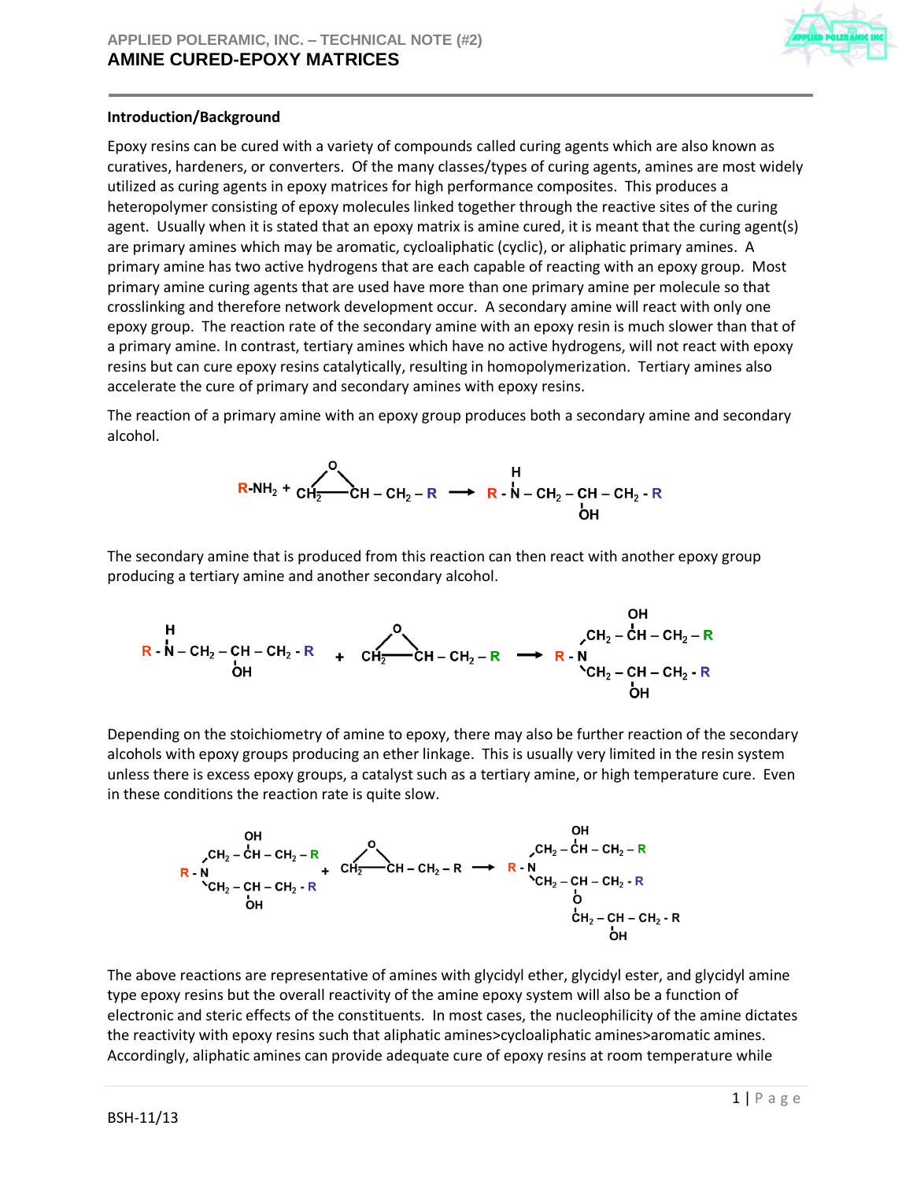# APPLIED POLERAMIC, INC. – TECHNICAL NOTE (#2)

## AMINE CURED-EPOXY MATRICES

### Introduction/Background

Epoxy resins can be cured with a variety of compounds called curing agents which are also known as curatives, hardeners, or converters. Of the many classes/types of curing agents, amines are most widely utilized as curing agents in epoxy matrices for high performance composites. This produces a heteropolymer consisting of epoxy molecules linked together through the reactive sites of the curing agent. Usually when it is stated that an epoxy matrix is amine cured, it is meant that the curing agent(s) are primary amines which may be aromatic, cycloaliphatic (cyclic), or aliphatic primary amines. A primary amine has two active hydrogens that are each capable of reacting with an epoxy group. Most primary amine curing agents that are used have more than one primary amine per molecule so that crosslinking and therefore network development occur. A secondary amine will react with only one epoxy group. The reaction rate of the secondary amine with an epoxy resin is much slower than that of a primary amine. In contrast, tertiary amines which have no active hydrogens, will not react with epoxy resins but can cure epoxy resins catalytically, resulting in homopolymerization. Tertiary amines also accelerate the cure of primary and secondary amines with epoxy resins.

The reaction of a primary amine with an epoxy group produces both a secondary amine and secondary alcohol.

$$R\text{-}NH_2 + \underset{\text{(epoxide, O bridging } CH_2 \text{ and } CH)}{CH_2\!-\!CH} - CH_2 - R \longrightarrow R - \overset{H}{N} - CH_2 - \underset{OH}{CH} - CH_2 - R$$

The secondary amine that is produced from this reaction can then react with another epoxy group producing a tertiary amine and another secondary alcohol.

$$R - \overset{H}{N} - CH_2 - \underset{OH}{CH} - CH_2 - R + \underset{\text{(epoxide)}}{CH_2\!-\!CH} - CH_2 - R \longrightarrow R - N\begin{cases} CH_2 - \overset{OH}{CH} - CH_2 - R \\ CH_2 - \underset{OH}{CH} - CH_2 - R \end{cases}$$

Depending on the stoichiometry of amine to epoxy, there may also be further reaction of the secondary alcohols with epoxy groups producing an ether linkage. This is usually very limited in the resin system unless there is excess epoxy groups, a catalyst such as a tertiary amine, or high temperature cure. Even in these conditions the reaction rate is quite slow.

$$R - N\begin{cases} CH_2 - \overset{OH}{CH} - CH_2 - R \\ CH_2 - \underset{OH}{CH} - CH_2 - R \end{cases} + \underset{\text{(epoxide)}}{CH_2\!-\!CH} - CH_2 - R \longrightarrow R - N\begin{cases} CH_2 - \overset{OH}{CH} - CH_2 - R \\ CH_2 - \underset{O\,-\,CH_2 - \underset{OH}{CH} - CH_2 - R}{CH} - CH_2 - R \end{cases}$$

The above reactions are representative of amines with glycidyl ether, glycidyl ester, and glycidyl amine type epoxy resins but the overall reactivity of the amine epoxy system will also be a function of electronic and steric effects of the constituents. In most cases, the nucleophilicity of the amine dictates the reactivity with epoxy resins such that aliphatic amines>cycloaliphatic amines>aromatic amines. Accordingly, aliphatic amines can provide adequate cure of epoxy resins at room temperature while

BSH-11/13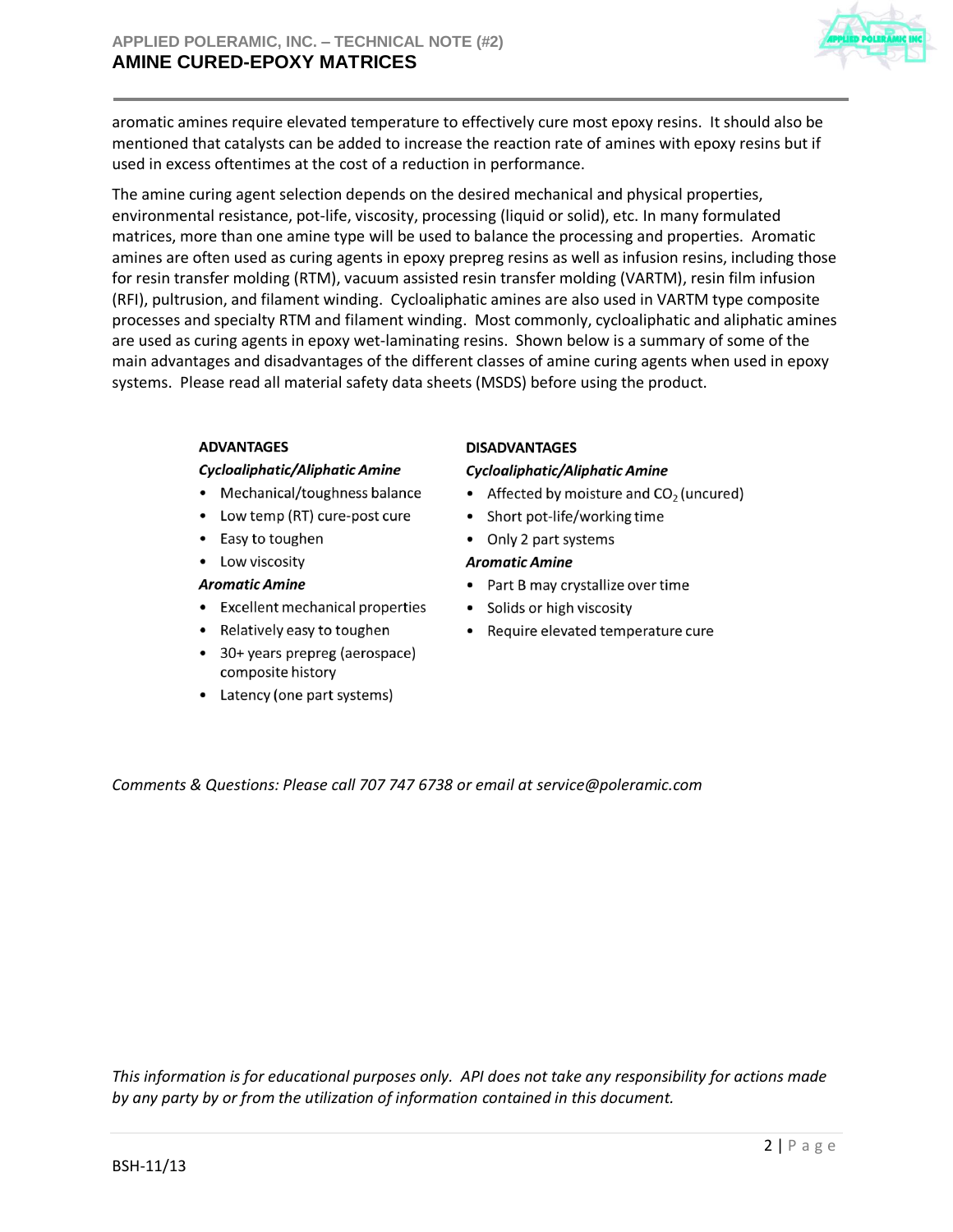aromatic amines require elevated temperature to effectively cure most epoxy resins. It should also be mentioned that catalysts can be added to increase the reaction rate of amines with epoxy resins but if used in excess oftentimes at the cost of a reduction in performance.

The amine curing agent selection depends on the desired mechanical and physical properties, environmental resistance, pot-life, viscosity, processing (liquid or solid), etc. In many formulated matrices, more than one amine type will be used to balance the processing and properties. Aromatic amines are often used as curing agents in epoxy prepreg resins as well as infusion resins, including those for resin transfer molding (RTM), vacuum assisted resin transfer molding (VARTM), resin film infusion (RFI), pultrusion, and filament winding. Cycloaliphatic amines are also used in VARTM type composite processes and specialty RTM and filament winding. Most commonly, cycloaliphatic and aliphatic amines are used as curing agents in epoxy wet-laminating resins. Shown below is a summary of some of the main advantages and disadvantages of the different classes of amine curing agents when used in epoxy systems. Please read all material safety data sheets (MSDS) before using the product.

**ADVANTAGES**

***Cycloaliphatic/Aliphatic Amine***

- Mechanical/toughness balance
- Low temp (RT) cure-post cure
- Easy to toughen
- Low viscosity

***Aromatic Amine***

- Excellent mechanical properties
- Relatively easy to toughen
- 30+ years prepreg (aerospace) composite history
- Latency (one part systems)

**DISADVANTAGES**

***Cycloaliphatic/Aliphatic Amine***

- Affected by moisture and $CO_2$ (uncured)
- Short pot-life/working time
- Only 2 part systems

***Aromatic Amine***

- Part B may crystallize over time
- Solids or high viscosity
- Require elevated temperature cure

*Comments & Questions: Please call 707 747 6738 or email at service@poleramic.com*

*This information is for educational purposes only. API does not take any responsibility for actions made by any party by or from the utilization of information contained in this document.*

BSH-11/13